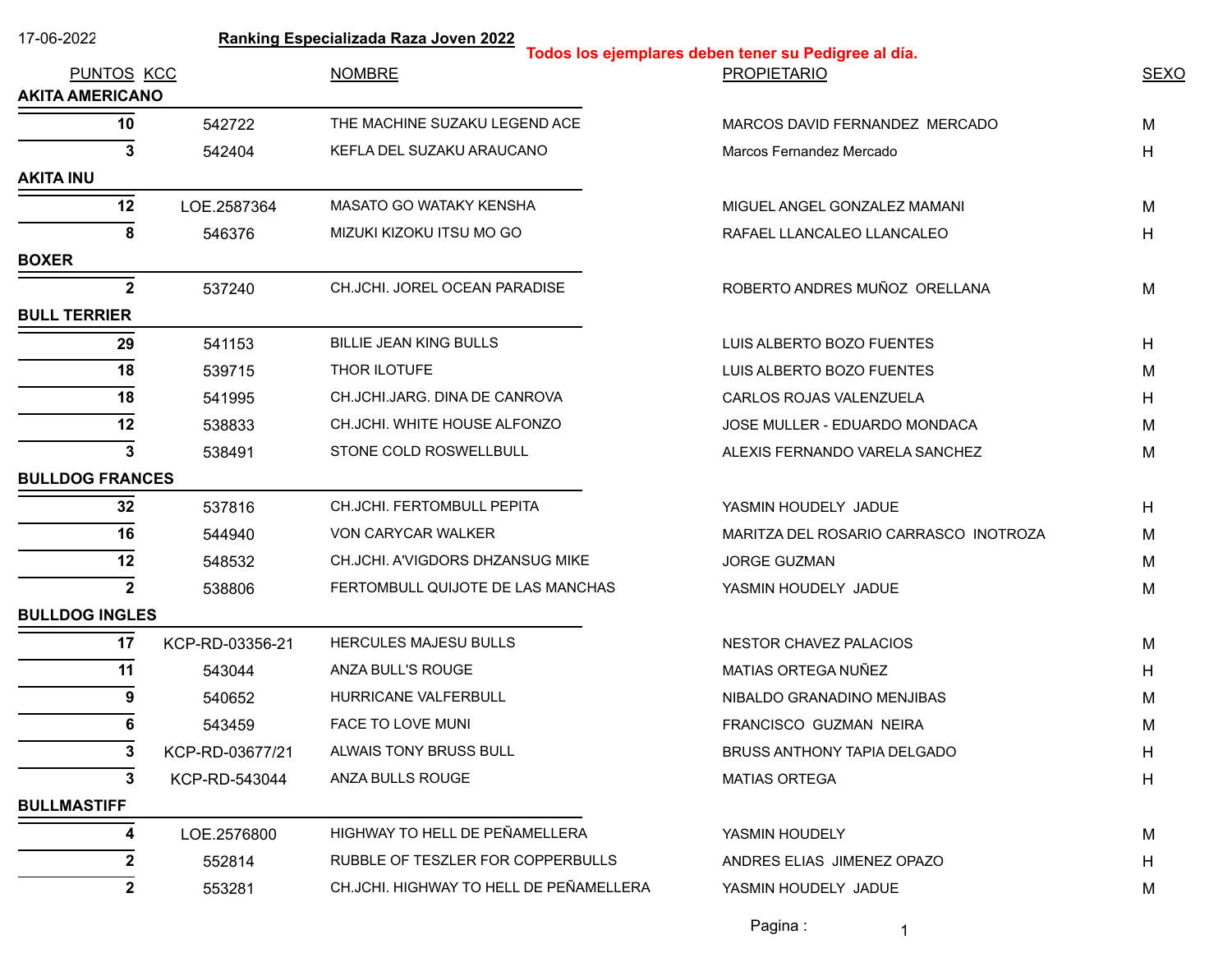17-06-2022

## Ranking Especializada Raza Joven 2022

**Todos los ejemplares deben tener su Pedigree al día.**

| PUNTOS | KCC | NOMBRE | PROPIETARIO | SEXO |
|---|---|---|---|---|
| **AKITA AMERICANO** | | | | |
| 10 | 542722 | THE MACHINE SUZAKU LEGEND ACE | MARCOS DAVID FERNANDEZ MERCADO | M |
| 3 | 542404 | KEFLA DEL SUZAKU ARAUCANO | Marcos Fernandez Mercado | H |
| **AKITA INU** | | | | |
| 12 | LOE.2587364 | MASATO GO WATAKY KENSHA | MIGUEL ANGEL GONZALEZ MAMANI | M |
| 8 | 546376 | MIZUKI KIZOKU ITSU MO GO | RAFAEL LLANCALEO LLANCALEO | H |
| **BOXER** | | | | |
| 2 | 537240 | CH.JCHI. JOREL OCEAN PARADISE | ROBERTO ANDRES MUÑOZ ORELLANA | M |
| **BULL TERRIER** | | | | |
| 29 | 541153 | BILLIE JEAN KING BULLS | LUIS ALBERTO BOZO FUENTES | H |
| 18 | 539715 | THOR ILOTUFE | LUIS ALBERTO BOZO FUENTES | M |
| 18 | 541995 | CH.JCHI.JARG. DINA DE CANROVA | CARLOS ROJAS VALENZUELA | H |
| 12 | 538833 | CH.JCHI. WHITE HOUSE ALFONZO | JOSE MULLER - EDUARDO MONDACA | M |
| 3 | 538491 | STONE COLD ROSWELLBULL | ALEXIS FERNANDO VARELA SANCHEZ | M |
| **BULLDOG FRANCES** | | | | |
| 32 | 537816 | CH.JCHI. FERTOMBULL PEPITA | YASMIN HOUDELY JADUE | H |
| 16 | 544940 | VON CARYCAR WALKER | MARITZA DEL ROSARIO CARRASCO INOTROZA | M |
| 12 | 548532 | CH.JCHI. A'VIGDORS DHZANSUG MIKE | JORGE GUZMAN | M |
| 2 | 538806 | FERTOMBULL QUIJOTE DE LAS MANCHAS | YASMIN HOUDELY JADUE | M |
| **BULLDOG INGLES** | | | | |
| 17 | KCP-RD-03356-21 | HERCULES MAJESU BULLS | NESTOR CHAVEZ PALACIOS | M |
| 11 | 543044 | ANZA BULL'S ROUGE | MATIAS ORTEGA NUÑEZ | H |
| 9 | 540652 | HURRICANE VALFERBULL | NIBALDO GRANADINO MENJIBAS | M |
| 6 | 543459 | FACE TO LOVE MUNI | FRANCISCO GUZMAN NEIRA | M |
| 3 | KCP-RD-03677/21 | ALWAIS TONY BRUSS BULL | BRUSS ANTHONY TAPIA DELGADO | H |
| 3 | KCP-RD-543044 | ANZA BULLS ROUGE | MATIAS ORTEGA | H |
| **BULLMASTIFF** | | | | |
| 4 | LOE.2576800 | HIGHWAY TO HELL DE PEÑAMELLERA | YASMIN HOUDELY | M |
| 2 | 552814 | RUBBLE OF TESZLER FOR COPPERBULLS | ANDRES ELIAS JIMENEZ OPAZO | H |
| 2 | 553281 | CH.JCHI. HIGHWAY TO HELL DE PEÑAMELLERA | YASMIN HOUDELY JADUE | M |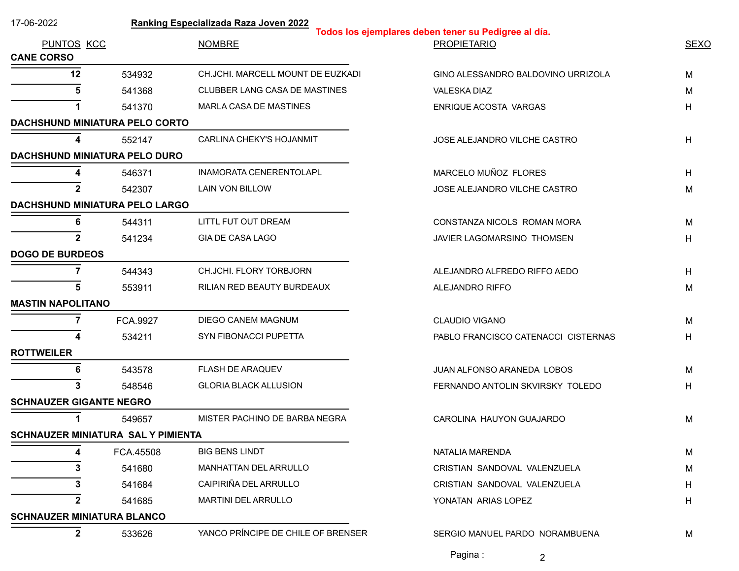17-06-2022

**Ranking Especializada Raza Joven 2022**

**Todos los ejemplares deben tener su Pedigree al día.**

| PUNTOS | KCC | NOMBRE | PROPIETARIO | SEXO |
|---|---|---|---|---|
| **CANE CORSO** | | | | |
| **12** | 534932 | CH.JCHI. MARCELL MOUNT DE EUZKADI | GINO ALESSANDRO BALDOVINO URRIZOLA | M |
| **5** | 541368 | CLUBBER LANG CASA DE MASTINES | VALESKA DIAZ | M |
| **1** | 541370 | MARLA CASA DE MASTINES | ENRIQUE ACOSTA VARGAS | H |
| **DACHSHUND MINIATURA PELO CORTO** | | | | |
| **4** | 552147 | CARLINA CHEKY'S HOJANMIT | JOSE ALEJANDRO VILCHE CASTRO | H |
| **DACHSHUND MINIATURA PELO DURO** | | | | |
| **4** | 546371 | INAMORATA CENERENTOLAPL | MARCELO MUÑOZ FLORES | H |
| **2** | 542307 | LAIN VON BILLOW | JOSE ALEJANDRO VILCHE CASTRO | M |
| **DACHSHUND MINIATURA PELO LARGO** | | | | |
| **6** | 544311 | LITTL FUT OUT DREAM | CONSTANZA NICOLS ROMAN MORA | M |
| **2** | 541234 | GIA DE CASA LAGO | JAVIER LAGOMARSINO THOMSEN | H |
| **DOGO DE BURDEOS** | | | | |
| **7** | 544343 | CH.JCHI. FLORY TORBJORN | ALEJANDRO ALFREDO RIFFO AEDO | H |
| **5** | 553911 | RILIAN RED BEAUTY BURDEAUX | ALEJANDRO RIFFO | M |
| **MASTIN NAPOLITANO** | | | | |
| **7** | FCA.9927 | DIEGO CANEM MAGNUM | CLAUDIO VIGANO | M |
| **4** | 534211 | SYN FIBONACCI PUPETTA | PABLO FRANCISCO CATENACCI CISTERNAS | H |
| **ROTTWEILER** | | | | |
| **6** | 543578 | FLASH DE ARAQUEV | JUAN ALFONSO ARANEDA LOBOS | M |
| **3** | 548546 | GLORIA BLACK ALLUSION | FERNANDO ANTOLIN SKVIRSKY TOLEDO | H |
| **SCHNAUZER GIGANTE NEGRO** | | | | |
| **1** | 549657 | MISTER PACHINO DE BARBA NEGRA | CAROLINA HAUYON GUAJARDO | M |
| **SCHNAUZER MINIATURA SAL Y PIMIENTA** | | | | |
| **4** | FCA.45508 | BIG BENS LINDT | NATALIA MARENDA | M |
| **3** | 541680 | MANHATTAN DEL ARRULLO | CRISTIAN SANDOVAL VALENZUELA | M |
| **3** | 541684 | CAIPIRIÑA DEL ARRULLO | CRISTIAN SANDOVAL VALENZUELA | H |
| **2** | 541685 | MARTINI DEL ARRULLO | YONATAN ARIAS LOPEZ | H |
| **SCHNAUZER MINIATURA BLANCO** | | | | |
| **2** | 533626 | YANCO PRÍNCIPE DE CHILE OF BRENSER | SERGIO MANUEL PARDO NORAMBUENA | M |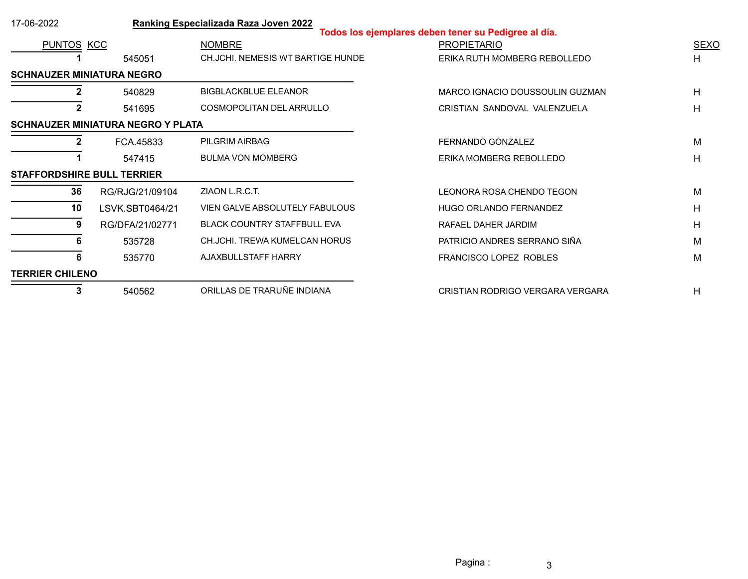17-06-2022

**Ranking Especializada Raza Joven 2022**

**Todos los ejemplares deben tener su Pedigree al día.**

| PUNTOS | KCC | NOMBRE | PROPIETARIO | SEXO |
|---|---|---|---|---|
| 1 | 545051 | CH.JCHI. NEMESIS WT BARTIGE HUNDE | ERIKA RUTH MOMBERG REBOLLEDO | H |
| **SCHNAUZER MINIATURA NEGRO** | | | | |
| 2 | 540829 | BIGBLACKBLUE ELEANOR | MARCO IGNACIO DOUSSOULIN GUZMAN | H |
| 2 | 541695 | COSMOPOLITAN DEL ARRULLO | CRISTIAN SANDOVAL VALENZUELA | H |
| **SCHNAUZER MINIATURA NEGRO Y PLATA** | | | | |
| 2 | FCA.45833 | PILGRIM AIRBAG | FERNANDO GONZALEZ | M |
| 1 | 547415 | BULMA VON MOMBERG | ERIKA MOMBERG REBOLLEDO | H |
| **STAFFORDSHIRE BULL TERRIER** | | | | |
| 36 | RG/RJG/21/09104 | ZIAON L.R.C.T. | LEONORA ROSA CHENDO TEGON | M |
| 10 | LSVK.SBT0464/21 | VIEN GALVE ABSOLUTELY FABULOUS | HUGO ORLANDO FERNANDEZ | H |
| 9 | RG/DFA/21/02771 | BLACK COUNTRY STAFFBULL EVA | RAFAEL DAHER JARDIM | H |
| 6 | 535728 | CH.JCHI. TREWA KUMELCAN HORUS | PATRICIO ANDRES SERRANO SIÑA | M |
| 6 | 535770 | AJAXBULLSTAFF HARRY | FRANCISCO LOPEZ ROBLES | M |
| **TERRIER CHILENO** | | | | |
| 3 | 540562 | ORILLAS DE TRARUÑE INDIANA | CRISTIAN RODRIGO VERGARA VERGARA | H |